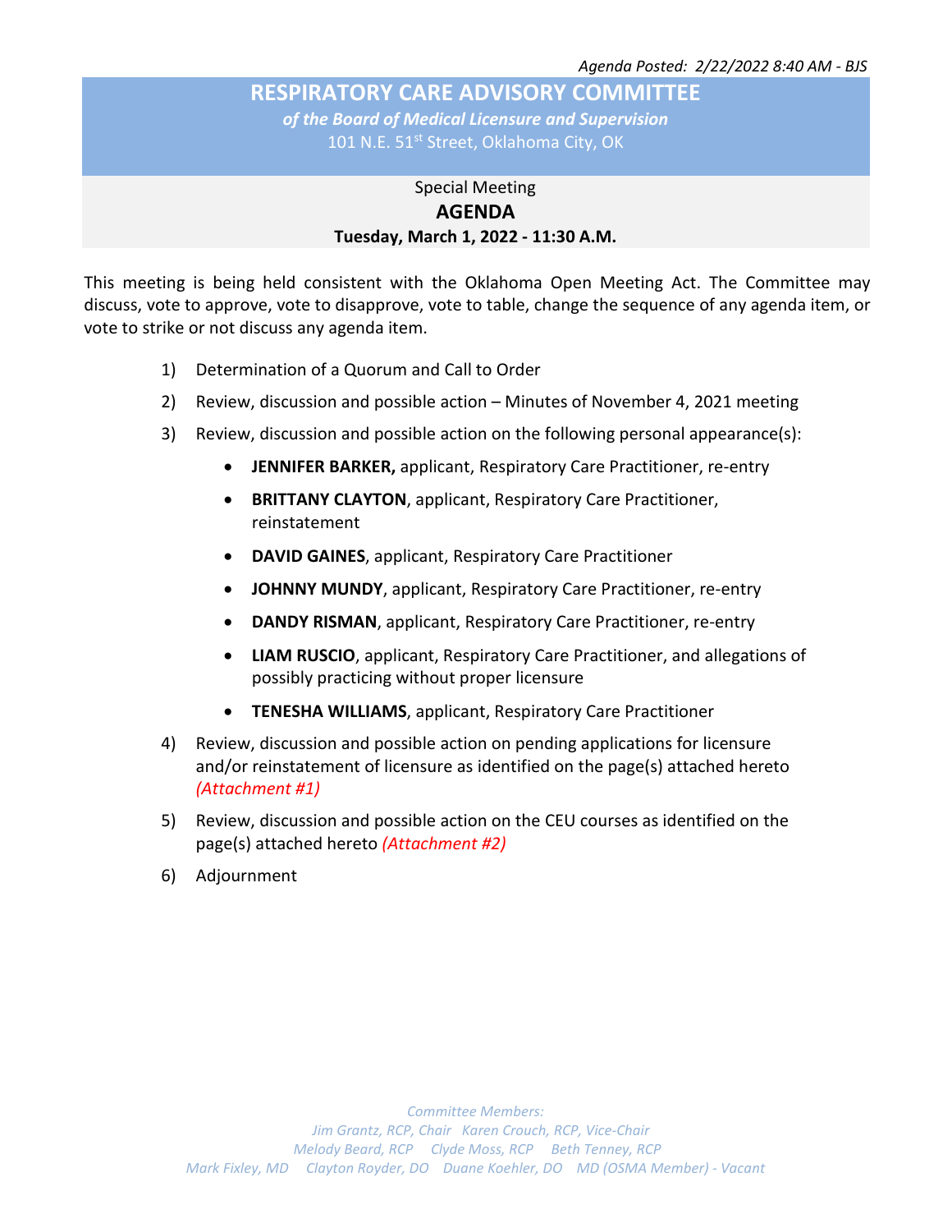*Agenda Posted: 2/22/2022 8:40 AM - BJS*

# RESPIRATORY CARE ADVISORY COMMITTEE

*of the Board of Medical Licensure and Supervision*

101 N.E. 51st Street, Oklahoma City, OK

Special Meeting

## AGENDA

**Tuesday, March 1, 2022 - 11:30 A.M.**

This meeting is being held consistent with the Oklahoma Open Meeting Act. The Committee may discuss, vote to approve, vote to disapprove, vote to table, change the sequence of any agenda item, or vote to strike or not discuss any agenda item.

1) Determination of a Quorum and Call to Order
2) Review, discussion and possible action – Minutes of November 4, 2021 meeting
3) Review, discussion and possible action on the following personal appearance(s):
   - **JENNIFER BARKER,** applicant, Respiratory Care Practitioner, re-entry
   - **BRITTANY CLAYTON**, applicant, Respiratory Care Practitioner, reinstatement
   - **DAVID GAINES**, applicant, Respiratory Care Practitioner
   - **JOHNNY MUNDY**, applicant, Respiratory Care Practitioner, re-entry
   - **DANDY RISMAN**, applicant, Respiratory Care Practitioner, re-entry
   - **LIAM RUSCIO**, applicant, Respiratory Care Practitioner, and allegations of possibly practicing without proper licensure
   - **TENESHA WILLIAMS**, applicant, Respiratory Care Practitioner
4) Review, discussion and possible action on pending applications for licensure and/or reinstatement of licensure as identified on the page(s) attached hereto *(Attachment #1)*
5) Review, discussion and possible action on the CEU courses as identified on the page(s) attached hereto *(Attachment #2)*
6) Adjournment

*Committee Members:*
*Jim Grantz, RCP, Chair Karen Crouch, RCP, Vice-Chair*
*Melody Beard, RCP Clyde Moss, RCP Beth Tenney, RCP*
*Mark Fixley, MD Clayton Royder, DO Duane Koehler, DO MD (OSMA Member) - Vacant*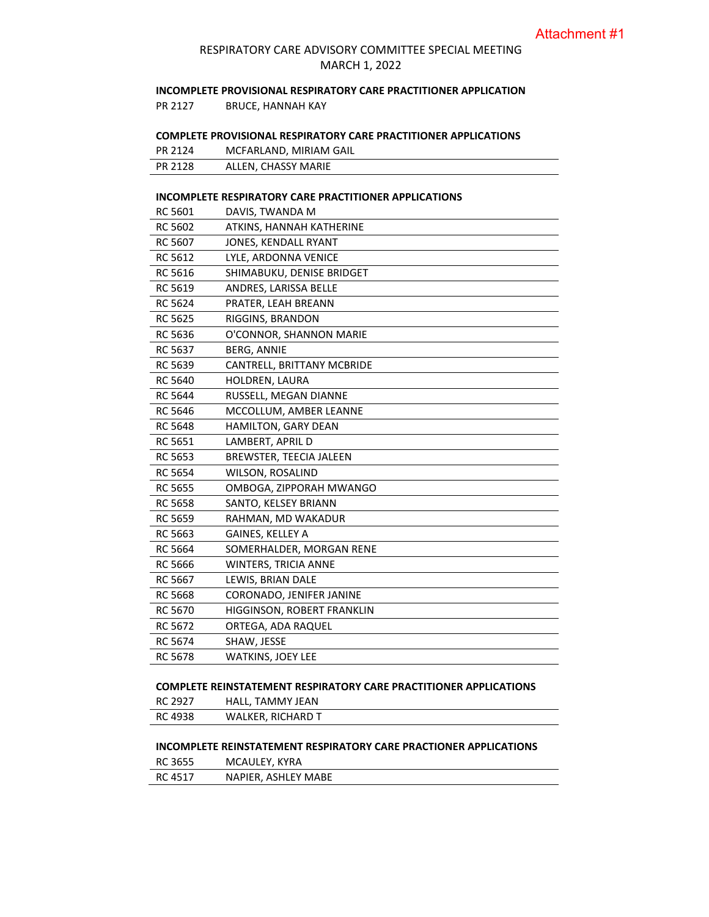Attachment #1

RESPIRATORY CARE ADVISORY COMMITTEE SPECIAL MEETING
MARCH 1, 2022

**INCOMPLETE PROVISIONAL RESPIRATORY CARE PRACTITIONER APPLICATION**

PR 2127 BRUCE, HANNAH KAY

**COMPLETE PROVISIONAL RESPIRATORY CARE PRACTITIONER APPLICATIONS**

| | |
|---|---|
| PR 2124 | MCFARLAND, MIRIAM GAIL |
| PR 2128 | ALLEN, CHASSY MARIE |

**INCOMPLETE RESPIRATORY CARE PRACTITIONER APPLICATIONS**

| | |
|---|---|
| RC 5601 | DAVIS, TWANDA M |
| RC 5602 | ATKINS, HANNAH KATHERINE |
| RC 5607 | JONES, KENDALL RYANT |
| RC 5612 | LYLE, ARDONNA VENICE |
| RC 5616 | SHIMABUKU, DENISE BRIDGET |
| RC 5619 | ANDRES, LARISSA BELLE |
| RC 5624 | PRATER, LEAH BREANN |
| RC 5625 | RIGGINS, BRANDON |
| RC 5636 | O'CONNOR, SHANNON MARIE |
| RC 5637 | BERG, ANNIE |
| RC 5639 | CANTRELL, BRITTANY MCBRIDE |
| RC 5640 | HOLDREN, LAURA |
| RC 5644 | RUSSELL, MEGAN DIANNE |
| RC 5646 | MCCOLLUM, AMBER LEANNE |
| RC 5648 | HAMILTON, GARY DEAN |
| RC 5651 | LAMBERT, APRIL D |
| RC 5653 | BREWSTER, TEECIA JALEEN |
| RC 5654 | WILSON, ROSALIND |
| RC 5655 | OMBOGA, ZIPPORAH MWANGO |
| RC 5658 | SANTO, KELSEY BRIANN |
| RC 5659 | RAHMAN, MD WAKADUR |
| RC 5663 | GAINES, KELLEY A |
| RC 5664 | SOMERHALDER, MORGAN RENE |
| RC 5666 | WINTERS, TRICIA ANNE |
| RC 5667 | LEWIS, BRIAN DALE |
| RC 5668 | CORONADO, JENIFER JANINE |
| RC 5670 | HIGGINSON, ROBERT FRANKLIN |
| RC 5672 | ORTEGA, ADA RAQUEL |
| RC 5674 | SHAW, JESSE |
| RC 5678 | WATKINS, JOEY LEE |

**COMPLETE REINSTATEMENT RESPIRATORY CARE PRACTITIONER APPLICATIONS**

| | |
|---|---|
| RC 2927 | HALL, TAMMY JEAN |
| RC 4938 | WALKER, RICHARD T |

**INCOMPLETE REINSTATEMENT RESPIRATORY CARE PRACTIONER APPLICATIONS**

| | |
|---|---|
| RC 3655 | MCAULEY, KYRA |
| RC 4517 | NAPIER, ASHLEY MABE |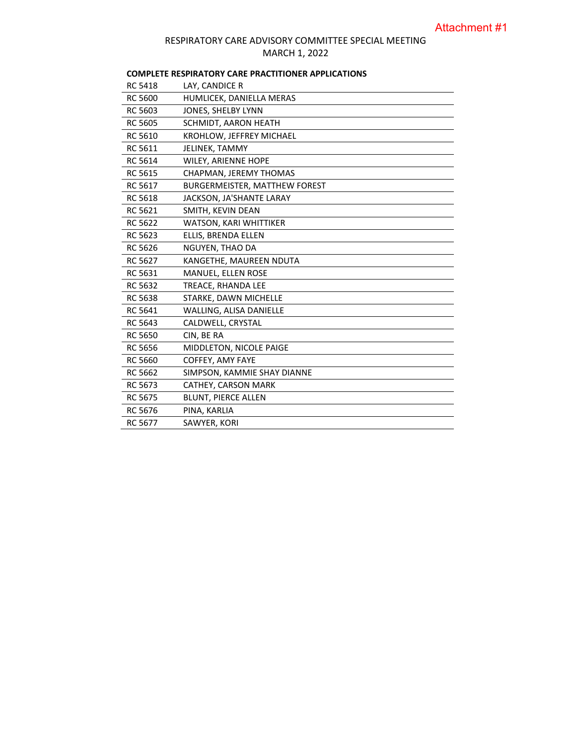Attachment #1

RESPIRATORY CARE ADVISORY COMMITTEE SPECIAL MEETING
MARCH 1, 2022

**COMPLETE RESPIRATORY CARE PRACTITIONER APPLICATIONS**

| | |
|---|---|
| RC 5418 | LAY, CANDICE R |
| RC 5600 | HUMLICEK, DANIELLA MERAS |
| RC 5603 | JONES, SHELBY LYNN |
| RC 5605 | SCHMIDT, AARON HEATH |
| RC 5610 | KROHLOW, JEFFREY MICHAEL |
| RC 5611 | JELINEK, TAMMY |
| RC 5614 | WILEY, ARIENNE HOPE |
| RC 5615 | CHAPMAN, JEREMY THOMAS |
| RC 5617 | BURGERMEISTER, MATTHEW FOREST |
| RC 5618 | JACKSON, JA'SHANTE LARAY |
| RC 5621 | SMITH, KEVIN DEAN |
| RC 5622 | WATSON, KARI WHITTIKER |
| RC 5623 | ELLIS, BRENDA ELLEN |
| RC 5626 | NGUYEN, THAO DA |
| RC 5627 | KANGETHE, MAUREEN NDUTA |
| RC 5631 | MANUEL, ELLEN ROSE |
| RC 5632 | TREACE, RHANDA LEE |
| RC 5638 | STARKE, DAWN MICHELLE |
| RC 5641 | WALLING, ALISA DANIELLE |
| RC 5643 | CALDWELL, CRYSTAL |
| RC 5650 | CIN, BE RA |
| RC 5656 | MIDDLETON, NICOLE PAIGE |
| RC 5660 | COFFEY, AMY FAYE |
| RC 5662 | SIMPSON, KAMMIE SHAY DIANNE |
| RC 5673 | CATHEY, CARSON MARK |
| RC 5675 | BLUNT, PIERCE ALLEN |
| RC 5676 | PINA, KARLIA |
| RC 5677 | SAWYER, KORI |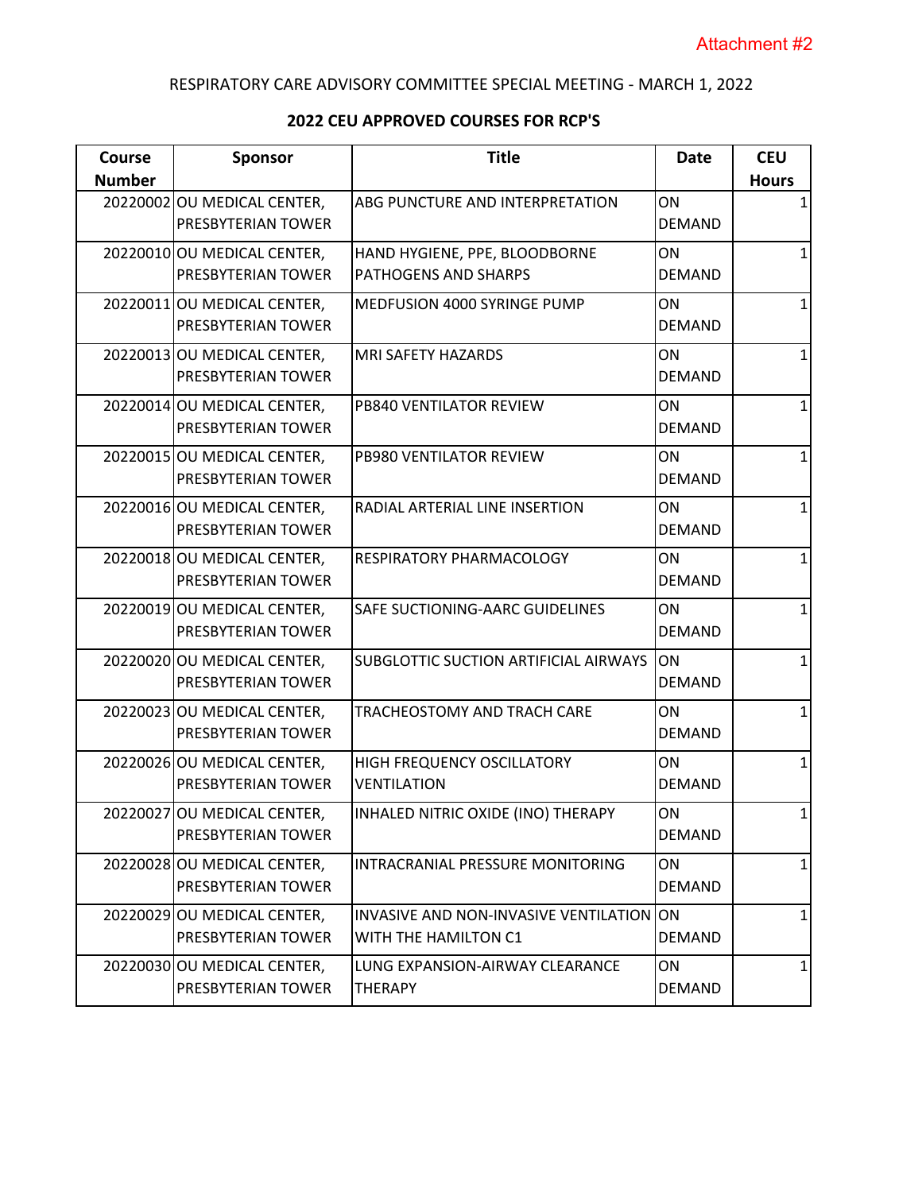Attachment #2

RESPIRATORY CARE ADVISORY COMMITTEE SPECIAL MEETING - MARCH 1, 2022

## 2022 CEU APPROVED COURSES FOR RCP'S

| Course Number | Sponsor | Title | Date | CEU Hours |
|---|---|---|---|---|
| 20220002 | OU MEDICAL CENTER, PRESBYTERIAN TOWER | ABG PUNCTURE AND INTERPRETATION | ON DEMAND | 1 |
| 20220010 | OU MEDICAL CENTER, PRESBYTERIAN TOWER | HAND HYGIENE, PPE, BLOODBORNE PATHOGENS AND SHARPS | ON DEMAND | 1 |
| 20220011 | OU MEDICAL CENTER, PRESBYTERIAN TOWER | MEDFUSION 4000 SYRINGE PUMP | ON DEMAND | 1 |
| 20220013 | OU MEDICAL CENTER, PRESBYTERIAN TOWER | MRI SAFETY HAZARDS | ON DEMAND | 1 |
| 20220014 | OU MEDICAL CENTER, PRESBYTERIAN TOWER | PB840 VENTILATOR REVIEW | ON DEMAND | 1 |
| 20220015 | OU MEDICAL CENTER, PRESBYTERIAN TOWER | PB980 VENTILATOR REVIEW | ON DEMAND | 1 |
| 20220016 | OU MEDICAL CENTER, PRESBYTERIAN TOWER | RADIAL ARTERIAL LINE INSERTION | ON DEMAND | 1 |
| 20220018 | OU MEDICAL CENTER, PRESBYTERIAN TOWER | RESPIRATORY PHARMACOLOGY | ON DEMAND | 1 |
| 20220019 | OU MEDICAL CENTER, PRESBYTERIAN TOWER | SAFE SUCTIONING-AARC GUIDELINES | ON DEMAND | 1 |
| 20220020 | OU MEDICAL CENTER, PRESBYTERIAN TOWER | SUBGLOTTIC SUCTION ARTIFICIAL AIRWAYS | ON DEMAND | 1 |
| 20220023 | OU MEDICAL CENTER, PRESBYTERIAN TOWER | TRACHEOSTOMY AND TRACH CARE | ON DEMAND | 1 |
| 20220026 | OU MEDICAL CENTER, PRESBYTERIAN TOWER | HIGH FREQUENCY OSCILLATORY VENTILATION | ON DEMAND | 1 |
| 20220027 | OU MEDICAL CENTER, PRESBYTERIAN TOWER | INHALED NITRIC OXIDE (INO) THERAPY | ON DEMAND | 1 |
| 20220028 | OU MEDICAL CENTER, PRESBYTERIAN TOWER | INTRACRANIAL PRESSURE MONITORING | ON DEMAND | 1 |
| 20220029 | OU MEDICAL CENTER, PRESBYTERIAN TOWER | INVASIVE AND NON-INVASIVE VENTILATION WITH THE HAMILTON C1 | ON DEMAND | 1 |
| 20220030 | OU MEDICAL CENTER, PRESBYTERIAN TOWER | LUNG EXPANSION-AIRWAY CLEARANCE THERAPY | ON DEMAND | 1 |